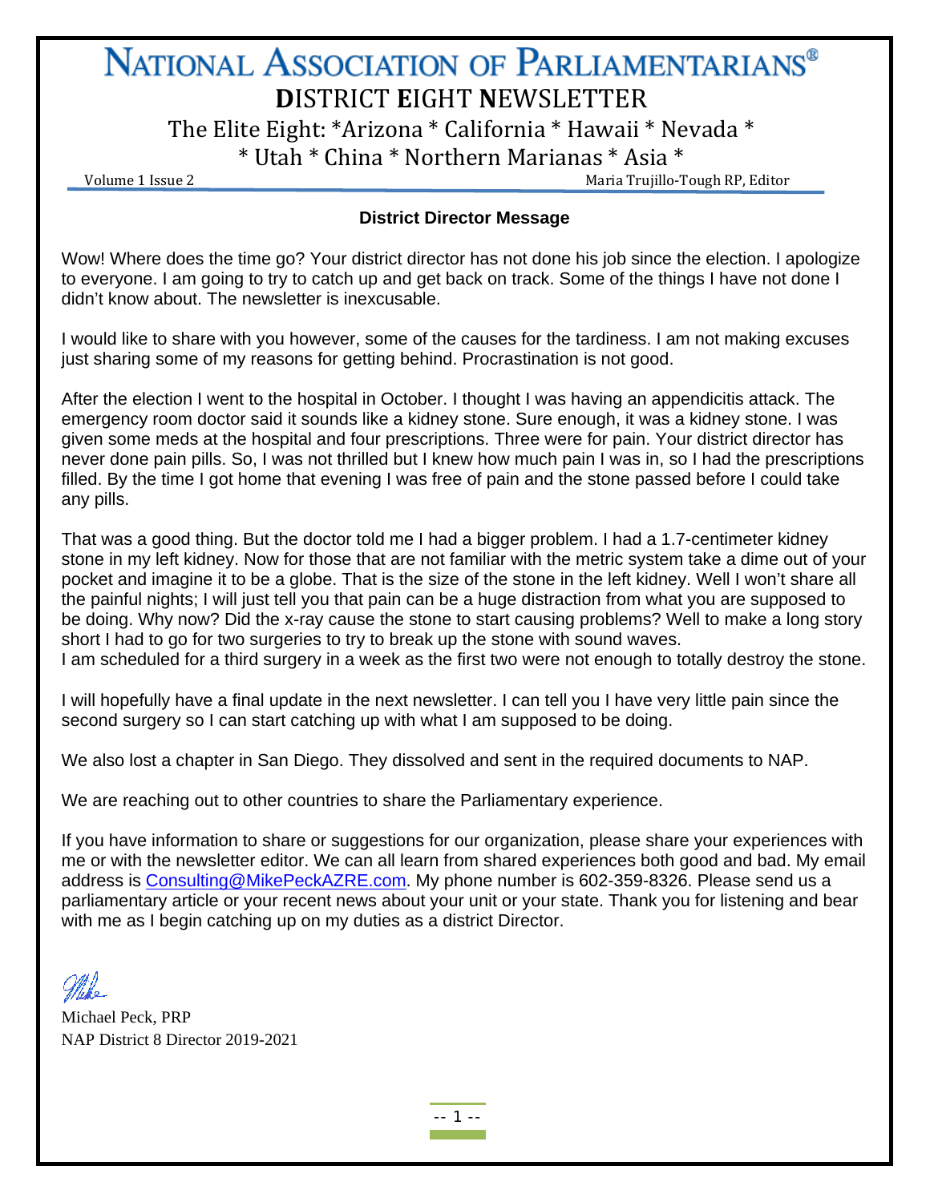# NATIONAL ASSOCIATION OF PARLIAMENTARIANS®

## DISTRICT EIGHT NEWSLETTER

The Elite Eight: *Arizona * California * Hawaii * Nevada *
* Utah * China * Northern Marianas * Asia *

Volume 1 Issue 2 — Maria Trujillo-Tough RP, Editor

### District Director Message

Wow! Where does the time go? Your district director has not done his job since the election. I apologize to everyone. I am going to try to catch up and get back on track. Some of the things I have not done I didn't know about. The newsletter is inexcusable.

I would like to share with you however, some of the causes for the tardiness. I am not making excuses just sharing some of my reasons for getting behind. Procrastination is not good.

After the election I went to the hospital in October. I thought I was having an appendicitis attack. The emergency room doctor said it sounds like a kidney stone. Sure enough, it was a kidney stone. I was given some meds at the hospital and four prescriptions. Three were for pain. Your district director has never done pain pills. So, I was not thrilled but I knew how much pain I was in, so I had the prescriptions filled. By the time I got home that evening I was free of pain and the stone passed before I could take any pills.

That was a good thing. But the doctor told me I had a bigger problem. I had a 1.7-centimeter kidney stone in my left kidney. Now for those that are not familiar with the metric system take a dime out of your pocket and imagine it to be a globe. That is the size of the stone in the left kidney. Well I won't share all the painful nights; I will just tell you that pain can be a huge distraction from what you are supposed to be doing. Why now? Did the x-ray cause the stone to start causing problems? Well to make a long story short I had to go for two surgeries to try to break up the stone with sound waves.
I am scheduled for a third surgery in a week as the first two were not enough to totally destroy the stone.

I will hopefully have a final update in the next newsletter. I can tell you I have very little pain since the second surgery so I can start catching up with what I am supposed to be doing.

We also lost a chapter in San Diego. They dissolved and sent in the required documents to NAP.

We are reaching out to other countries to share the Parliamentary experience.

If you have information to share or suggestions for our organization, please share your experiences with me or with the newsletter editor. We can all learn from shared experiences both good and bad. My email address is Consulting@MikePeckAZRE.com. My phone number is 602-359-8326. Please send us a parliamentary article or your recent news about your unit or your state. Thank you for listening and bear with me as I begin catching up on my duties as a district Director.

*Mike*

Michael Peck, PRP
NAP District 8 Director 2019-2021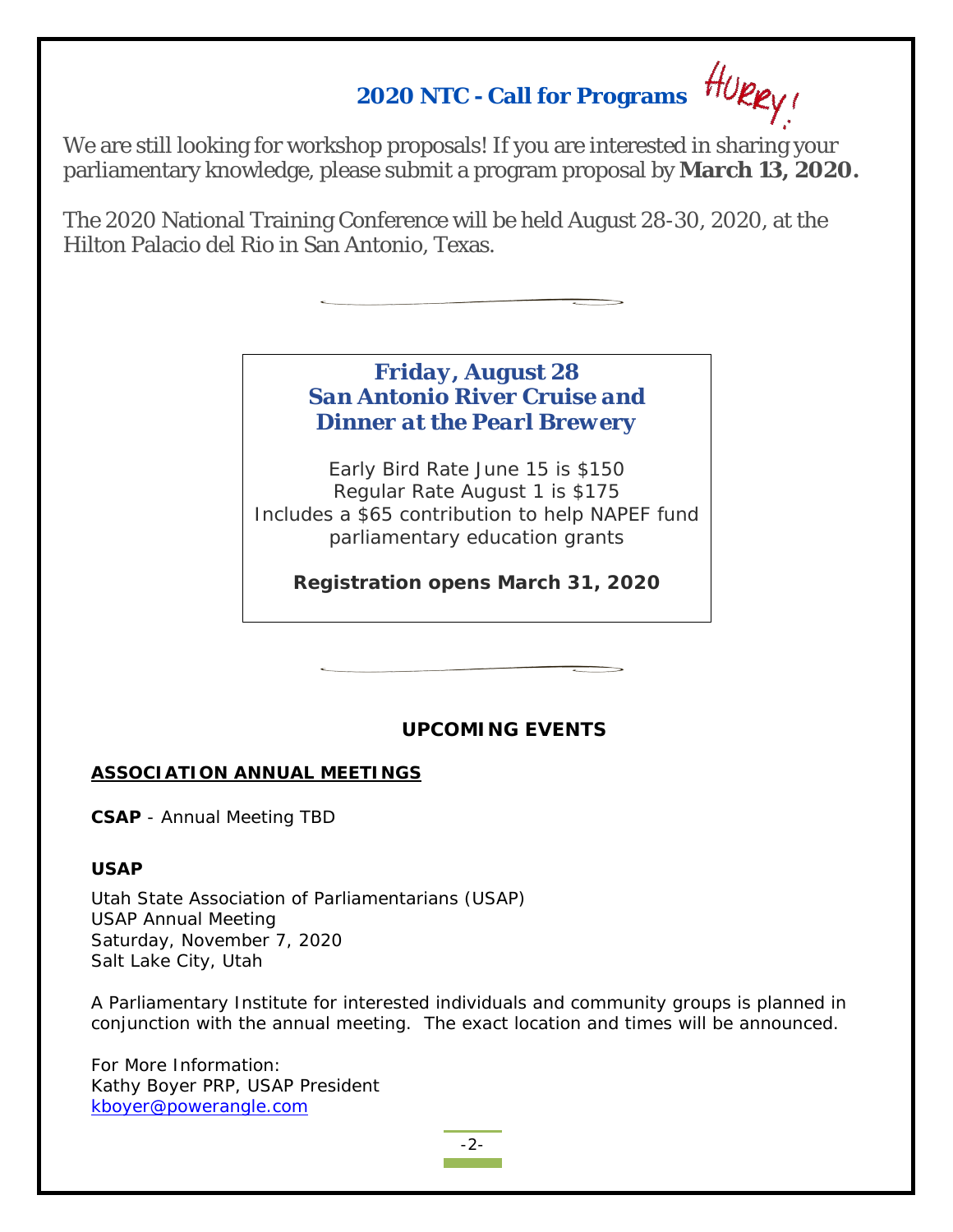## 2020 NTC - Call for Programs

HURRY!

We are still looking for workshop proposals! If you are interested in sharing your parliamentary knowledge, please submit a program proposal by **March 13, 2020.**

The 2020 National Training Conference will be held August 28-30, 2020, at the Hilton Palacio del Rio in San Antonio, Texas.

---

### *Friday, August 28*
### *San Antonio River Cruise and Dinner at the Pearl Brewery*

Early Bird Rate June 15 is $150
Regular Rate August 1 is $175
Includes a $65 contribution to help NAPEF fund parliamentary education grants

**Registration opens March 31, 2020**

---

## UPCOMING EVENTS

**ASSOCIATION ANNUAL MEETINGS**

**CSAP** - Annual Meeting TBD

**USAP**

Utah State Association of Parliamentarians (USAP)
USAP Annual Meeting
Saturday, November 7, 2020
Salt Lake City, Utah

A Parliamentary Institute for interested individuals and community groups is planned in conjunction with the annual meeting. The exact location and times will be announced.

For More Information:
Kathy Boyer PRP, USAP President
kboyer@powerangle.com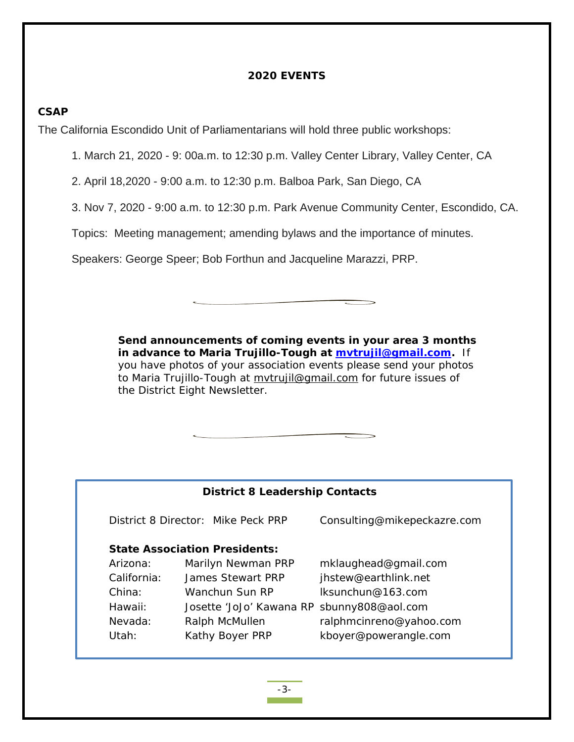## 2020 EVENTS

### CSAP

The California Escondido Unit of Parliamentarians will hold three public workshops:

1. March 21, 2020 - 9: 00a.m. to 12:30 p.m. Valley Center Library, Valley Center, CA
2. April 18,2020 - 9:00 a.m. to 12:30 p.m. Balboa Park, San Diego, CA
3. Nov 7, 2020 - 9:00 a.m. to 12:30 p.m. Park Avenue Community Center, Escondido, CA.

Topics: Meeting management; amending bylaws and the importance of minutes.

Speakers: George Speer; Bob Forthun and Jacqueline Marazzi, PRP.

---

**Send announcements of coming events in your area 3 months in advance to Maria Trujillo-Tough at mvtrujil@gmail.com.** If you have photos of your association events please send your photos to Maria Trujillo-Tough at mvtrujil@gmail.com for future issues of the District Eight Newsletter.

---

### District 8 Leadership Contacts

District 8 Director: Mike Peck PRP — Consulting@mikepeckazre.com

**State Association Presidents:**

| | | |
|---|---|---|
| Arizona: | Marilyn Newman PRP | mklaughead@gmail.com |
| California: | James Stewart PRP | jhstew@earthlink.net |
| China: | Wanchun Sun RP | lksunchun@163.com |
| Hawaii: | Josette 'JoJo' Kawana RP | sbunny808@aol.com |
| Nevada: | Ralph McMullen | ralphmcinreno@yahoo.com |
| Utah: | Kathy Boyer PRP | kboyer@powerangle.com |